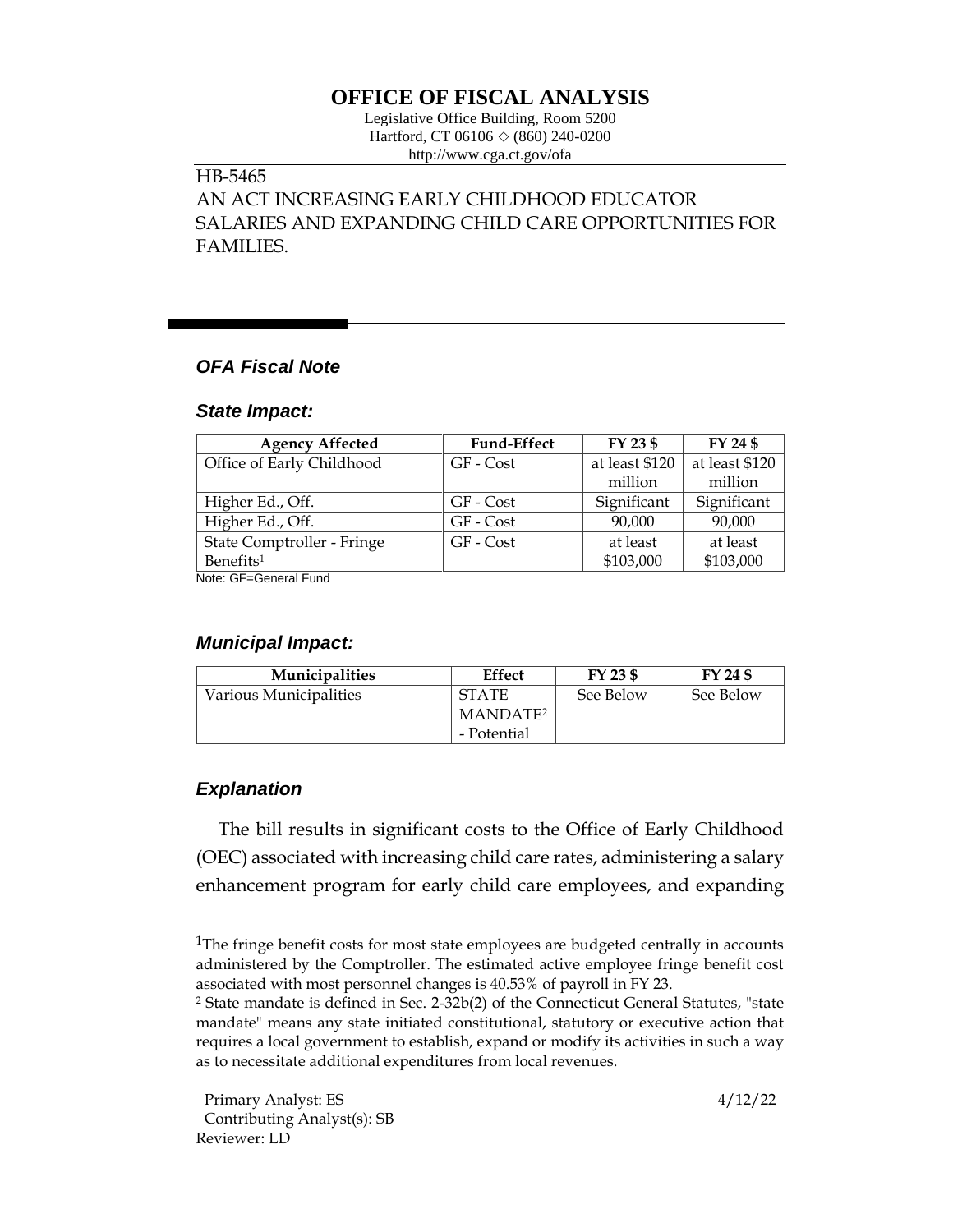# OFFICE OF FISCAL ANALYSIS

Legislative Office Building, Room 5200
Hartford, CT 06106 ◇ (860) 240-0200
http://www.cga.ct.gov/ofa

HB-5465
AN ACT INCREASING EARLY CHILDHOOD EDUCATOR SALARIES AND EXPANDING CHILD CARE OPPORTUNITIES FOR FAMILIES.

## *OFA Fiscal Note*

### *State Impact:*

| Agency Affected | Fund-Effect | FY 23 $ | FY 24 $ |
|---|---|---|---|
| Office of Early Childhood | GF - Cost | at least $120 million | at least $120 million |
| Higher Ed., Off. | GF - Cost | Significant | Significant |
| Higher Ed., Off. | GF - Cost | 90,000 | 90,000 |
| State Comptroller - Fringe Benefits[1] | GF - Cost | at least $103,000 | at least $103,000 |

Note: GF=General Fund

### *Municipal Impact:*

| Municipalities | Effect | FY 23 $ | FY 24 $ |
|---|---|---|---|
| Various Municipalities | STATE MANDATE[2] - Potential | See Below | See Below |

### *Explanation*

The bill results in significant costs to the Office of Early Childhood (OEC) associated with increasing child care rates, administering a salary enhancement program for early child care employees, and expanding

[1]The fringe benefit costs for most state employees are budgeted centrally in accounts administered by the Comptroller. The estimated active employee fringe benefit cost associated with most personnel changes is 40.53% of payroll in FY 23.

[2] State mandate is defined in Sec. 2-32b(2) of the Connecticut General Statutes, "state mandate" means any state initiated constitutional, statutory or executive action that requires a local government to establish, expand or modify its activities in such a way as to necessitate additional expenditures from local revenues.

Primary Analyst: ES
Contributing Analyst(s): SB
Reviewer: LD

4/12/22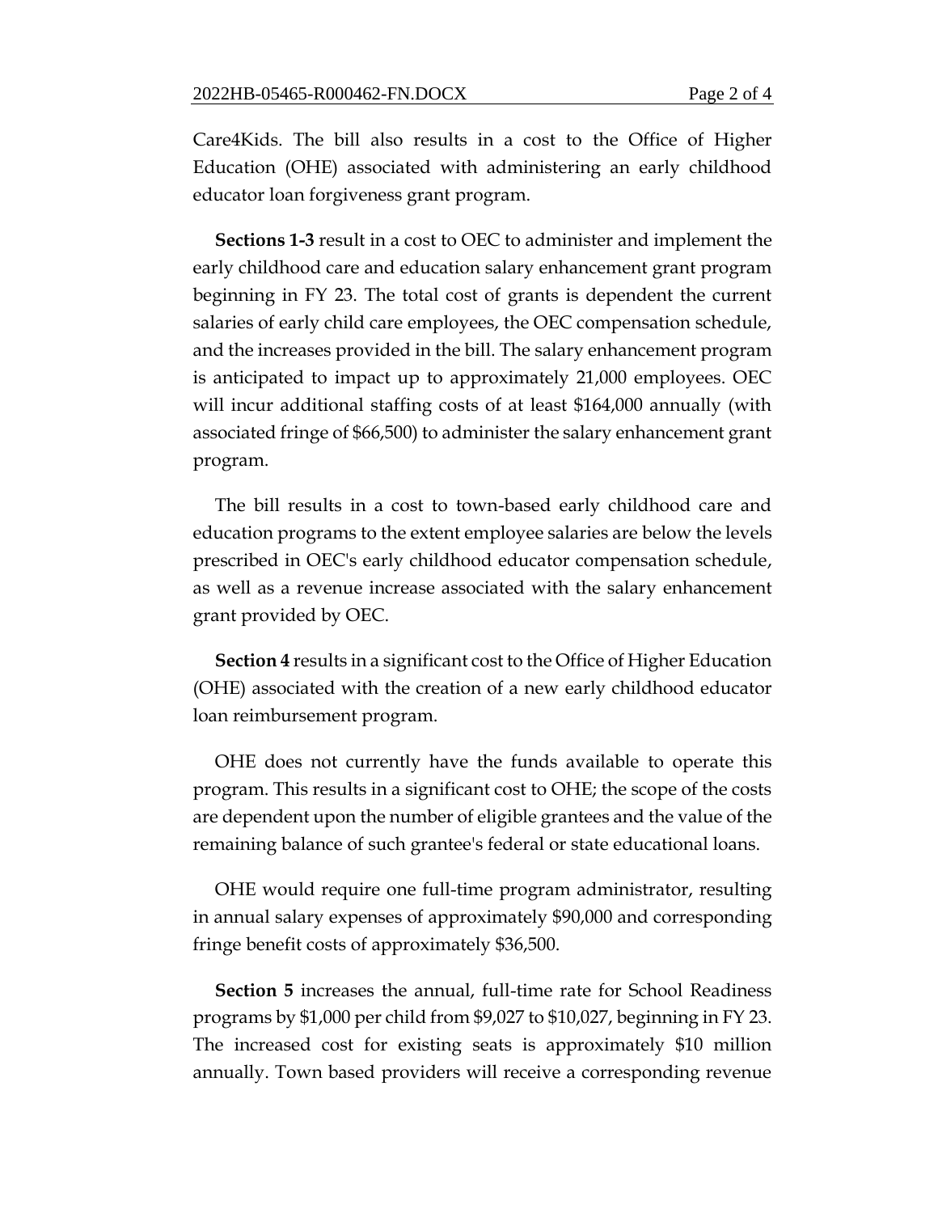Care4Kids. The bill also results in a cost to the Office of Higher Education (OHE) associated with administering an early childhood educator loan forgiveness grant program.

**Sections 1-3** result in a cost to OEC to administer and implement the early childhood care and education salary enhancement grant program beginning in FY 23. The total cost of grants is dependent the current salaries of early child care employees, the OEC compensation schedule, and the increases provided in the bill. The salary enhancement program is anticipated to impact up to approximately 21,000 employees. OEC will incur additional staffing costs of at least $164,000 annually (with associated fringe of $66,500) to administer the salary enhancement grant program.

The bill results in a cost to town-based early childhood care and education programs to the extent employee salaries are below the levels prescribed in OEC's early childhood educator compensation schedule, as well as a revenue increase associated with the salary enhancement grant provided by OEC.

**Section 4** results in a significant cost to the Office of Higher Education (OHE) associated with the creation of a new early childhood educator loan reimbursement program.

OHE does not currently have the funds available to operate this program. This results in a significant cost to OHE; the scope of the costs are dependent upon the number of eligible grantees and the value of the remaining balance of such grantee's federal or state educational loans.

OHE would require one full-time program administrator, resulting in annual salary expenses of approximately $90,000 and corresponding fringe benefit costs of approximately $36,500.

**Section 5** increases the annual, full-time rate for School Readiness programs by $1,000 per child from $9,027 to $10,027, beginning in FY 23. The increased cost for existing seats is approximately $10 million annually. Town based providers will receive a corresponding revenue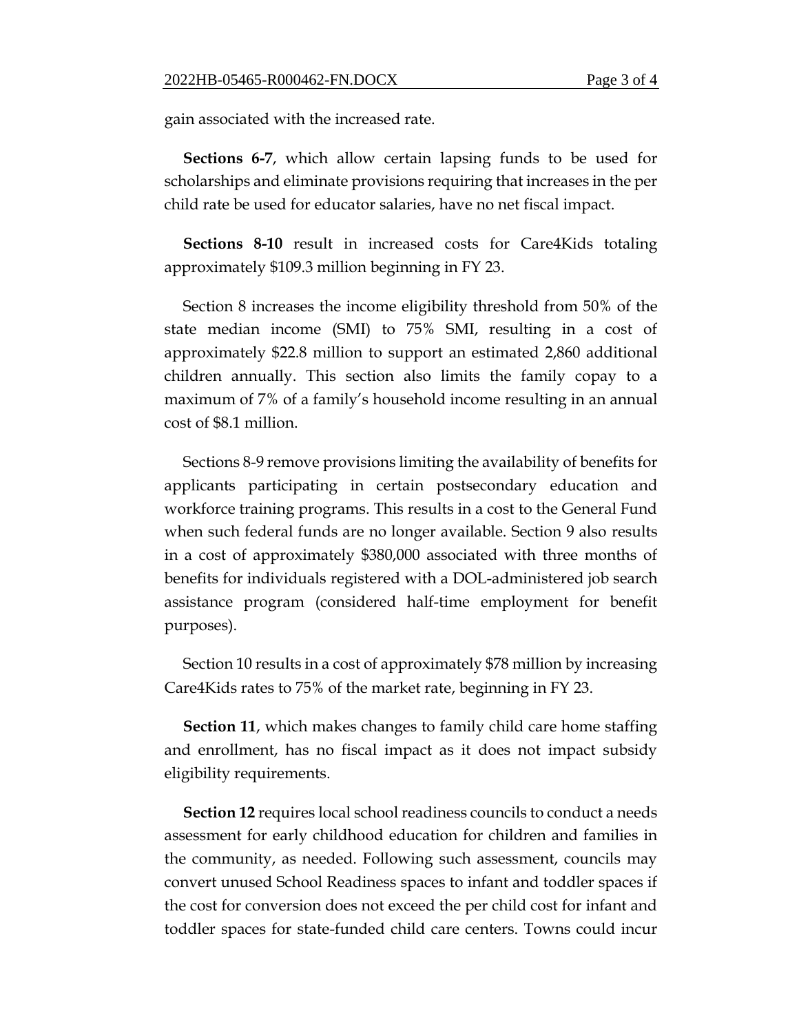gain associated with the increased rate.

**Sections 6-7**, which allow certain lapsing funds to be used for scholarships and eliminate provisions requiring that increases in the per child rate be used for educator salaries, have no net fiscal impact.

**Sections 8-10** result in increased costs for Care4Kids totaling approximately $109.3 million beginning in FY 23.

Section 8 increases the income eligibility threshold from 50% of the state median income (SMI) to 75% SMI, resulting in a cost of approximately $22.8 million to support an estimated 2,860 additional children annually. This section also limits the family copay to a maximum of 7% of a family's household income resulting in an annual cost of $8.1 million.

Sections 8-9 remove provisions limiting the availability of benefits for applicants participating in certain postsecondary education and workforce training programs. This results in a cost to the General Fund when such federal funds are no longer available. Section 9 also results in a cost of approximately $380,000 associated with three months of benefits for individuals registered with a DOL-administered job search assistance program (considered half-time employment for benefit purposes).

Section 10 results in a cost of approximately $78 million by increasing Care4Kids rates to 75% of the market rate, beginning in FY 23.

**Section 11**, which makes changes to family child care home staffing and enrollment, has no fiscal impact as it does not impact subsidy eligibility requirements.

**Section 12** requires local school readiness councils to conduct a needs assessment for early childhood education for children and families in the community, as needed. Following such assessment, councils may convert unused School Readiness spaces to infant and toddler spaces if the cost for conversion does not exceed the per child cost for infant and toddler spaces for state-funded child care centers. Towns could incur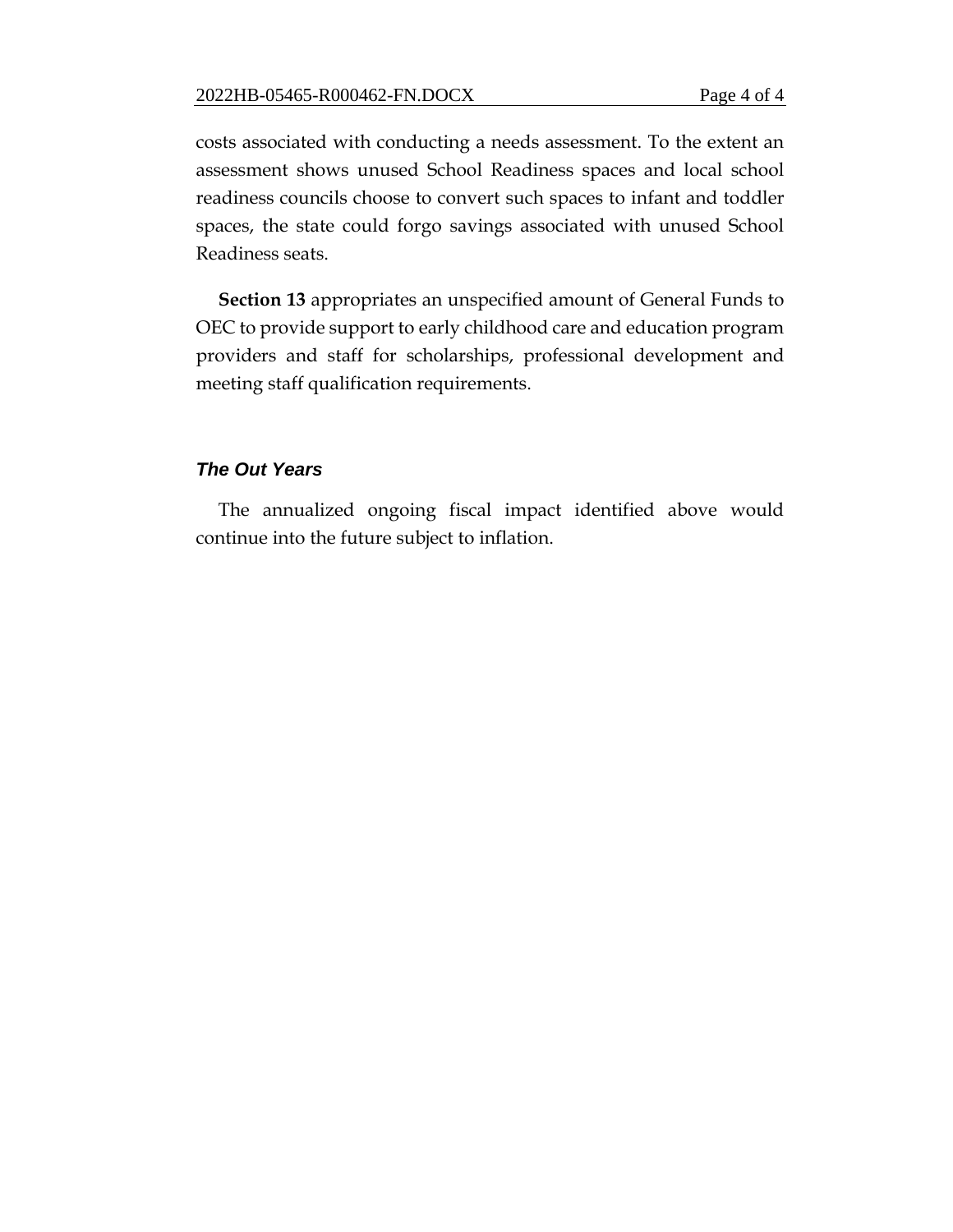costs associated with conducting a needs assessment. To the extent an assessment shows unused School Readiness spaces and local school readiness councils choose to convert such spaces to infant and toddler spaces, the state could forgo savings associated with unused School Readiness seats.

**Section 13** appropriates an unspecified amount of General Funds to OEC to provide support to early childhood care and education program providers and staff for scholarships, professional development and meeting staff qualification requirements.

### *The Out Years*

The annualized ongoing fiscal impact identified above would continue into the future subject to inflation.